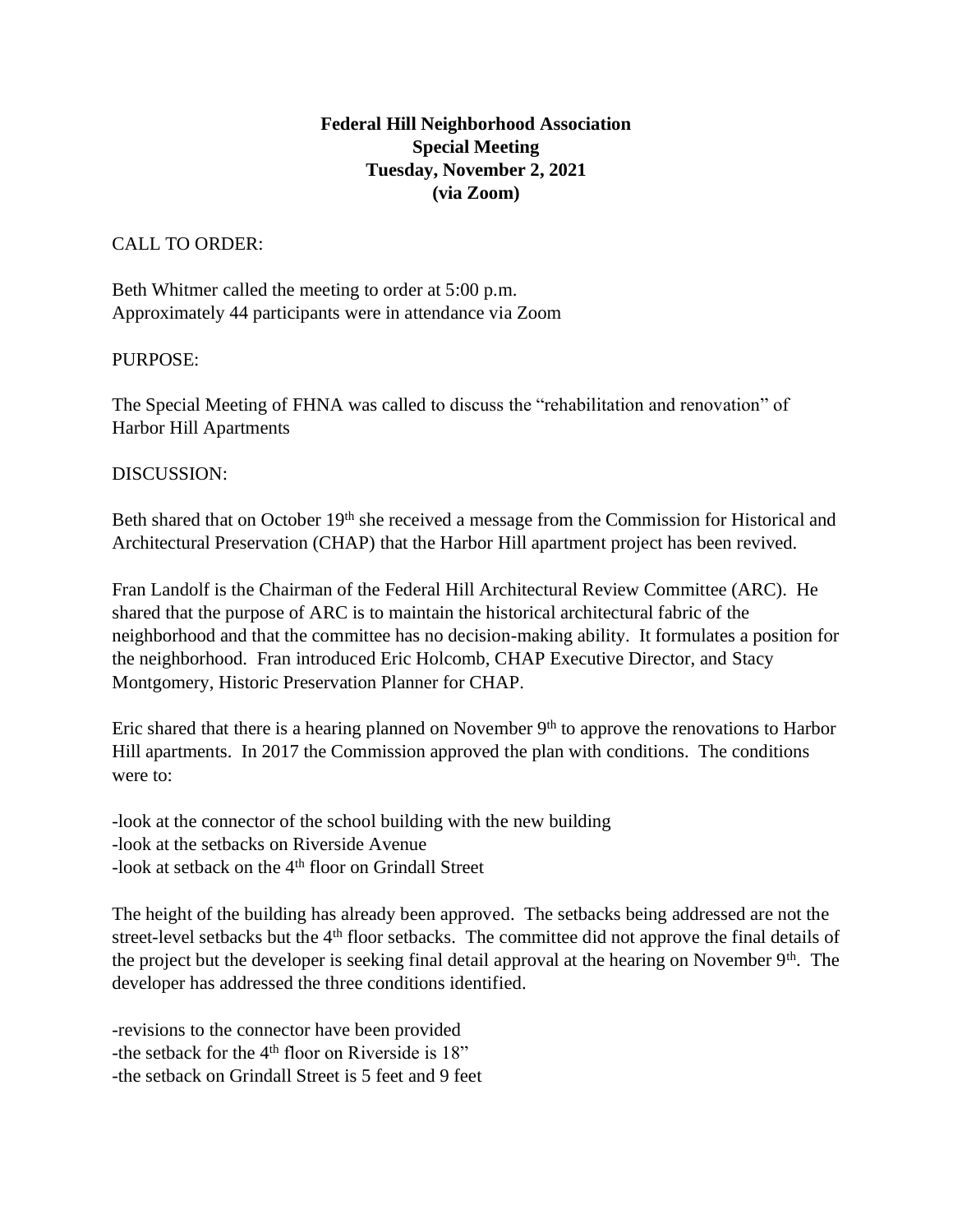**Federal Hill Neighborhood Association**
**Special Meeting**
**Tuesday, November 2, 2021**
**(via Zoom)**

CALL TO ORDER:

Beth Whitmer called the meeting to order at 5:00 p.m.
Approximately 44 participants were in attendance via Zoom

PURPOSE:

The Special Meeting of FHNA was called to discuss the "rehabilitation and renovation" of Harbor Hill Apartments

DISCUSSION:

Beth shared that on October 19th she received a message from the Commission for Historical and Architectural Preservation (CHAP) that the Harbor Hill apartment project has been revived.

Fran Landolf is the Chairman of the Federal Hill Architectural Review Committee (ARC). He shared that the purpose of ARC is to maintain the historical architectural fabric of the neighborhood and that the committee has no decision-making ability. It formulates a position for the neighborhood. Fran introduced Eric Holcomb, CHAP Executive Director, and Stacy Montgomery, Historic Preservation Planner for CHAP.

Eric shared that there is a hearing planned on November 9th to approve the renovations to Harbor Hill apartments. In 2017 the Commission approved the plan with conditions. The conditions were to:

-look at the connector of the school building with the new building
-look at the setbacks on Riverside Avenue
-look at setback on the 4th floor on Grindall Street

The height of the building has already been approved. The setbacks being addressed are not the street-level setbacks but the 4th floor setbacks. The committee did not approve the final details of the project but the developer is seeking final detail approval at the hearing on November 9th. The developer has addressed the three conditions identified.

-revisions to the connector have been provided
-the setback for the 4th floor on Riverside is 18"
-the setback on Grindall Street is 5 feet and 9 feet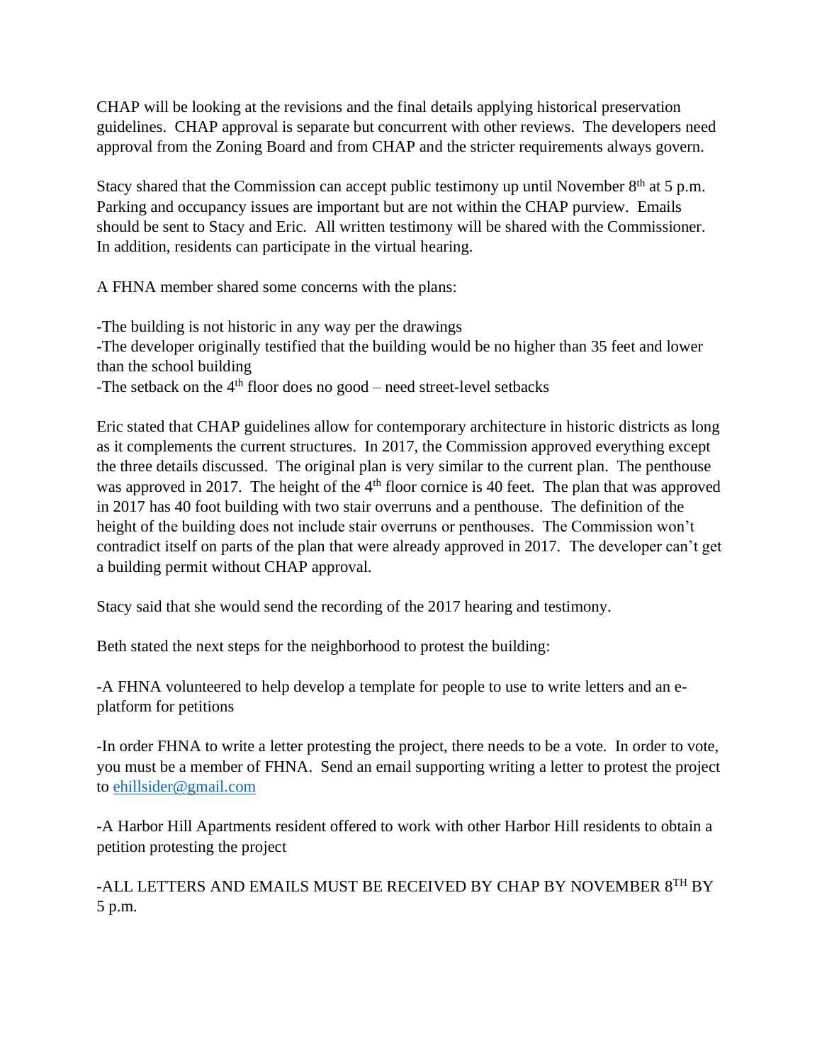CHAP will be looking at the revisions and the final details applying historical preservation guidelines. CHAP approval is separate but concurrent with other reviews. The developers need approval from the Zoning Board and from CHAP and the stricter requirements always govern.

Stacy shared that the Commission can accept public testimony up until November 8th at 5 p.m. Parking and occupancy issues are important but are not within the CHAP purview. Emails should be sent to Stacy and Eric. All written testimony will be shared with the Commissioner. In addition, residents can participate in the virtual hearing.

A FHNA member shared some concerns with the plans:

-The building is not historic in any way per the drawings
-The developer originally testified that the building would be no higher than 35 feet and lower than the school building
-The setback on the 4th floor does no good – need street-level setbacks

Eric stated that CHAP guidelines allow for contemporary architecture in historic districts as long as it complements the current structures. In 2017, the Commission approved everything except the three details discussed. The original plan is very similar to the current plan. The penthouse was approved in 2017. The height of the 4th floor cornice is 40 feet. The plan that was approved in 2017 has 40 foot building with two stair overruns and a penthouse. The definition of the height of the building does not include stair overruns or penthouses. The Commission won't contradict itself on parts of the plan that were already approved in 2017. The developer can't get a building permit without CHAP approval.

Stacy said that she would send the recording of the 2017 hearing and testimony.

Beth stated the next steps for the neighborhood to protest the building:

-A FHNA volunteered to help develop a template for people to use to write letters and an e-platform for petitions

-In order FHNA to write a letter protesting the project, there needs to be a vote. In order to vote, you must be a member of FHNA. Send an email supporting writing a letter to protest the project to ehillsider@gmail.com

-A Harbor Hill Apartments resident offered to work with other Harbor Hill residents to obtain a petition protesting the project

-ALL LETTERS AND EMAILS MUST BE RECEIVED BY CHAP BY NOVEMBER 8TH BY 5 p.m.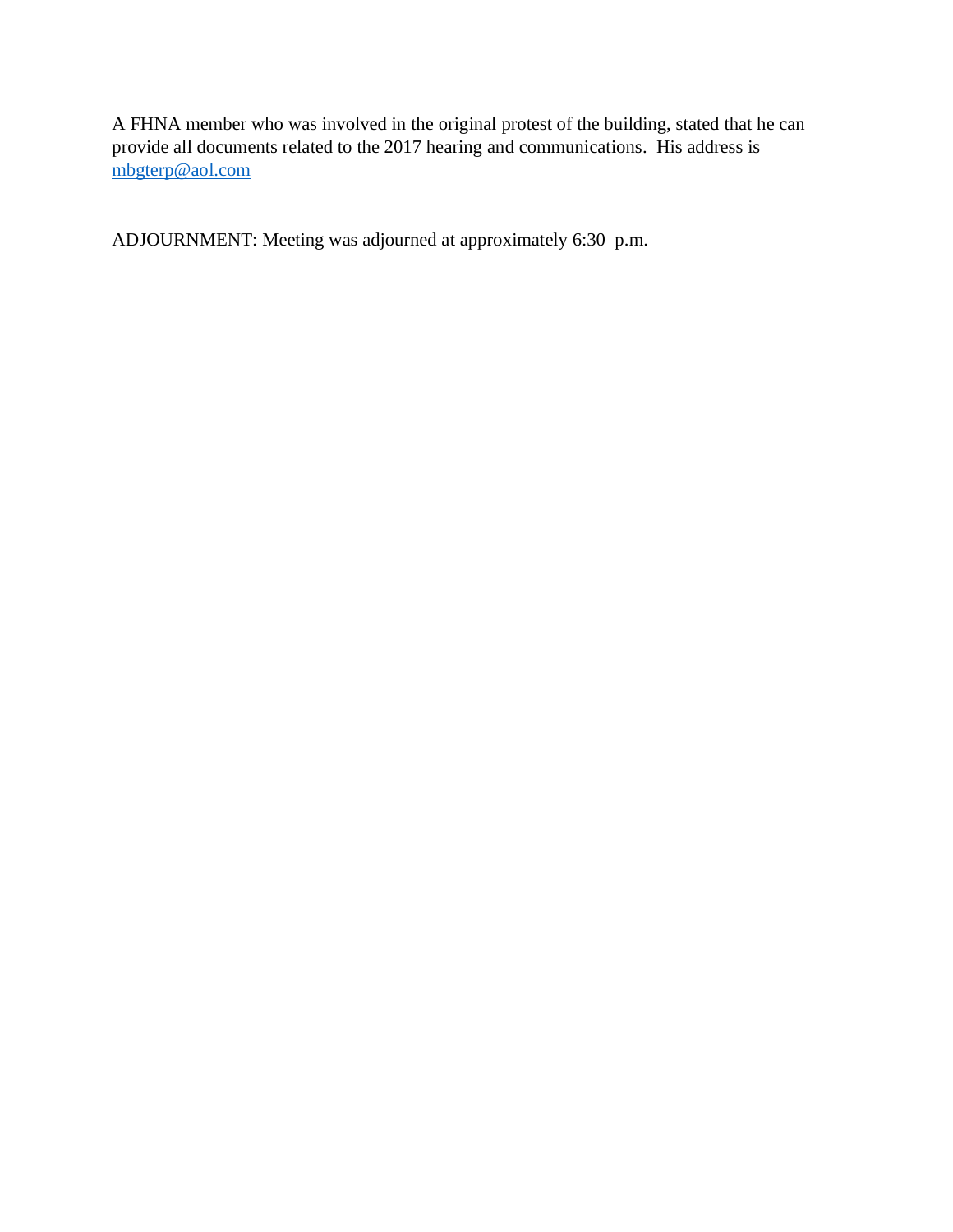A FHNA member who was involved in the original protest of the building, stated that he can provide all documents related to the 2017 hearing and communications. His address is [mbgterp@aol.com](mailto:mbgterp@aol.com)

ADJOURNMENT: Meeting was adjourned at approximately 6:30 p.m.